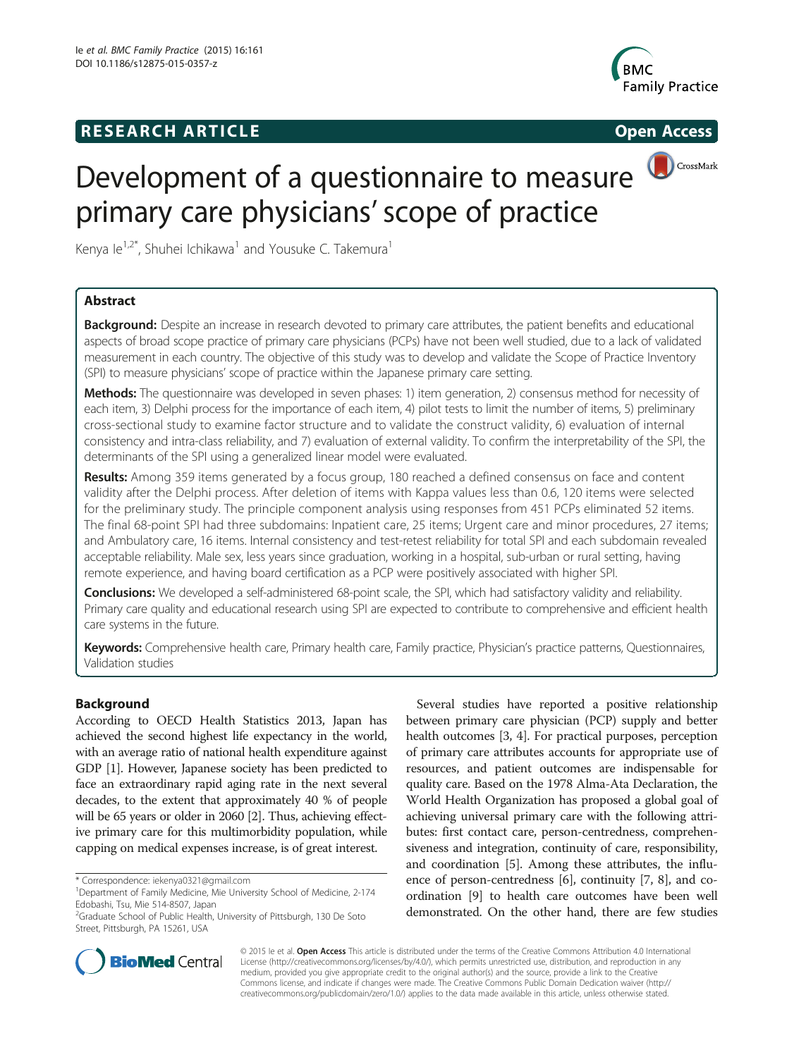RESEARCH ARTICLE

Open Access

# Development of a questionnaire to measure primary care physicians' scope of practice

Kenya Ie[1,2*], Shuhei Ichikawa[1] and Yousuke C. Takemura[1]

## Abstract

**Background:** Despite an increase in research devoted to primary care attributes, the patient benefits and educational aspects of broad scope practice of primary care physicians (PCPs) have not been well studied, due to a lack of validated measurement in each country. The objective of this study was to develop and validate the Scope of Practice Inventory (SPI) to measure physicians' scope of practice within the Japanese primary care setting.

**Methods:** The questionnaire was developed in seven phases: 1) item generation, 2) consensus method for necessity of each item, 3) Delphi process for the importance of each item, 4) pilot tests to limit the number of items, 5) preliminary cross-sectional study to examine factor structure and to validate the construct validity, 6) evaluation of internal consistency and intra-class reliability, and 7) evaluation of external validity. To confirm the interpretability of the SPI, the determinants of the SPI using a generalized linear model were evaluated.

**Results:** Among 359 items generated by a focus group, 180 reached a defined consensus on face and content validity after the Delphi process. After deletion of items with Kappa values less than 0.6, 120 items were selected for the preliminary study. The principle component analysis using responses from 451 PCPs eliminated 52 items. The final 68-point SPI had three subdomains: Inpatient care, 25 items; Urgent care and minor procedures, 27 items; and Ambulatory care, 16 items. Internal consistency and test-retest reliability for total SPI and each subdomain revealed acceptable reliability. Male sex, less years since graduation, working in a hospital, sub-urban or rural setting, having remote experience, and having board certification as a PCP were positively associated with higher SPI.

**Conclusions:** We developed a self-administered 68-point scale, the SPI, which had satisfactory validity and reliability. Primary care quality and educational research using SPI are expected to contribute to comprehensive and efficient health care systems in the future.

**Keywords:** Comprehensive health care, Primary health care, Family practice, Physician's practice patterns, Questionnaires, Validation studies

## Background

According to OECD Health Statistics 2013, Japan has achieved the second highest life expectancy in the world, with an average ratio of national health expenditure against GDP [1]. However, Japanese society has been predicted to face an extraordinary rapid aging rate in the next several decades, to the extent that approximately 40 % of people will be 65 years or older in 2060 [2]. Thus, achieving effective primary care for this multimorbidity population, while capping on medical expenses increase, is of great interest.

Several studies have reported a positive relationship between primary care physician (PCP) supply and better health outcomes [3, 4]. For practical purposes, perception of primary care attributes accounts for appropriate use of resources, and patient outcomes are indispensable for quality care. Based on the 1978 Alma-Ata Declaration, the World Health Organization has proposed a global goal of achieving universal primary care with the following attributes: first contact care, person-centredness, comprehensiveness and integration, continuity of care, responsibility, and coordination [5]. Among these attributes, the influence of person-centredness [6], continuity [7, 8], and coordination [9] to health care outcomes have been well demonstrated. On the other hand, there are few studies

* Correspondence: iekenya0321@gmail.com
[1]Department of Family Medicine, Mie University School of Medicine, 2-174 Edobashi, Tsu, Mie 514-8507, Japan
[2]Graduate School of Public Health, University of Pittsburgh, 130 De Soto Street, Pittsburgh, PA 15261, USA

© 2015 Ie et al. **Open Access** This article is distributed under the terms of the Creative Commons Attribution 4.0 International License (http://creativecommons.org/licenses/by/4.0/), which permits unrestricted use, distribution, and reproduction in any medium, provided you give appropriate credit to the original author(s) and the source, provide a link to the Creative Commons license, and indicate if changes were made. The Creative Commons Public Domain Dedication waiver (http://creativecommons.org/publicdomain/zero/1.0/) applies to the data made available in this article, unless otherwise stated.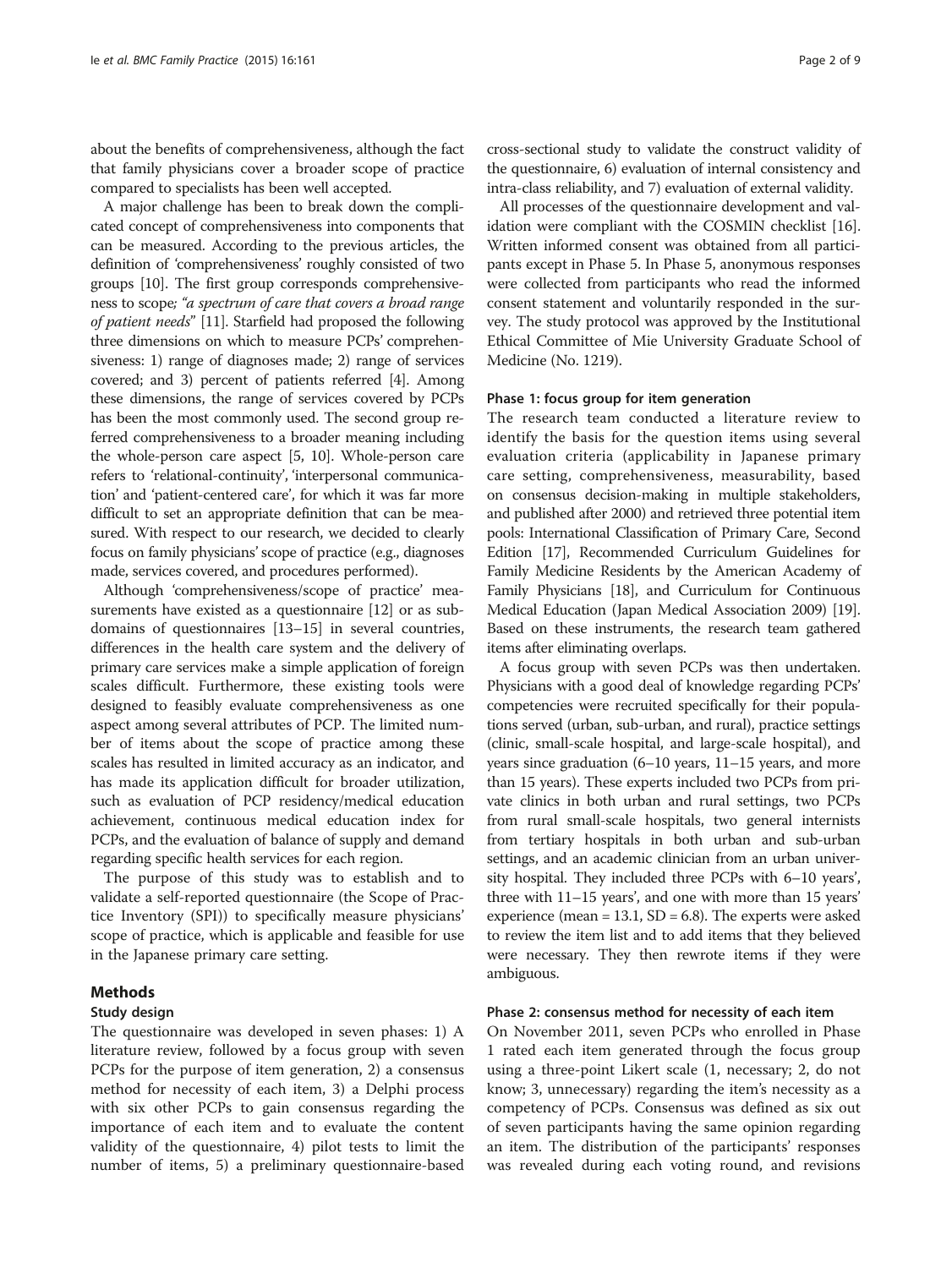about the benefits of comprehensiveness, although the fact that family physicians cover a broader scope of practice compared to specialists has been well accepted.

A major challenge has been to break down the complicated concept of comprehensiveness into components that can be measured. According to the previous articles, the definition of 'comprehensiveness' roughly consisted of two groups [10]. The first group corresponds comprehensiveness to scope; *"a spectrum of care that covers a broad range of patient needs"* [11]. Starfield had proposed the following three dimensions on which to measure PCPs' comprehensiveness: 1) range of diagnoses made; 2) range of services covered; and 3) percent of patients referred [4]. Among these dimensions, the range of services covered by PCPs has been the most commonly used. The second group referred comprehensiveness to a broader meaning including the whole-person care aspect [5, 10]. Whole-person care refers to 'relational-continuity', 'interpersonal communication' and 'patient-centered care', for which it was far more difficult to set an appropriate definition that can be measured. With respect to our research, we decided to clearly focus on family physicians' scope of practice (e.g., diagnoses made, services covered, and procedures performed).

Although 'comprehensiveness/scope of practice' measurements have existed as a questionnaire [12] or as subdomains of questionnaires [13–15] in several countries, differences in the health care system and the delivery of primary care services make a simple application of foreign scales difficult. Furthermore, these existing tools were designed to feasibly evaluate comprehensiveness as one aspect among several attributes of PCP. The limited number of items about the scope of practice among these scales has resulted in limited accuracy as an indicator, and has made its application difficult for broader utilization, such as evaluation of PCP residency/medical education achievement, continuous medical education index for PCPs, and the evaluation of balance of supply and demand regarding specific health services for each region.

The purpose of this study was to establish and to validate a self-reported questionnaire (the Scope of Practice Inventory (SPI)) to specifically measure physicians' scope of practice, which is applicable and feasible for use in the Japanese primary care setting.

## Methods

### Study design

The questionnaire was developed in seven phases: 1) A literature review, followed by a focus group with seven PCPs for the purpose of item generation, 2) a consensus method for necessity of each item, 3) a Delphi process with six other PCPs to gain consensus regarding the importance of each item and to evaluate the content validity of the questionnaire, 4) pilot tests to limit the number of items, 5) a preliminary questionnaire-based cross-sectional study to validate the construct validity of the questionnaire, 6) evaluation of internal consistency and intra-class reliability, and 7) evaluation of external validity.

All processes of the questionnaire development and validation were compliant with the COSMIN checklist [16]. Written informed consent was obtained from all participants except in Phase 5. In Phase 5, anonymous responses were collected from participants who read the informed consent statement and voluntarily responded in the survey. The study protocol was approved by the Institutional Ethical Committee of Mie University Graduate School of Medicine (No. 1219).

### Phase 1: focus group for item generation

The research team conducted a literature review to identify the basis for the question items using several evaluation criteria (applicability in Japanese primary care setting, comprehensiveness, measurability, based on consensus decision-making in multiple stakeholders, and published after 2000) and retrieved three potential item pools: International Classification of Primary Care, Second Edition [17], Recommended Curriculum Guidelines for Family Medicine Residents by the American Academy of Family Physicians [18], and Curriculum for Continuous Medical Education (Japan Medical Association 2009) [19]. Based on these instruments, the research team gathered items after eliminating overlaps.

A focus group with seven PCPs was then undertaken. Physicians with a good deal of knowledge regarding PCPs' competencies were recruited specifically for their populations served (urban, sub-urban, and rural), practice settings (clinic, small-scale hospital, and large-scale hospital), and years since graduation (6–10 years, 11–15 years, and more than 15 years). These experts included two PCPs from private clinics in both urban and rural settings, two PCPs from rural small-scale hospitals, two general internists from tertiary hospitals in both urban and sub-urban settings, and an academic clinician from an urban university hospital. They included three PCPs with 6–10 years', three with 11–15 years', and one with more than 15 years' experience (mean = 13.1, SD = 6.8). The experts were asked to review the item list and to add items that they believed were necessary. They then rewrote items if they were ambiguous.

### Phase 2: consensus method for necessity of each item

On November 2011, seven PCPs who enrolled in Phase 1 rated each item generated through the focus group using a three-point Likert scale (1, necessary; 2, do not know; 3, unnecessary) regarding the item's necessity as a competency of PCPs. Consensus was defined as six out of seven participants having the same opinion regarding an item. The distribution of the participants' responses was revealed during each voting round, and revisions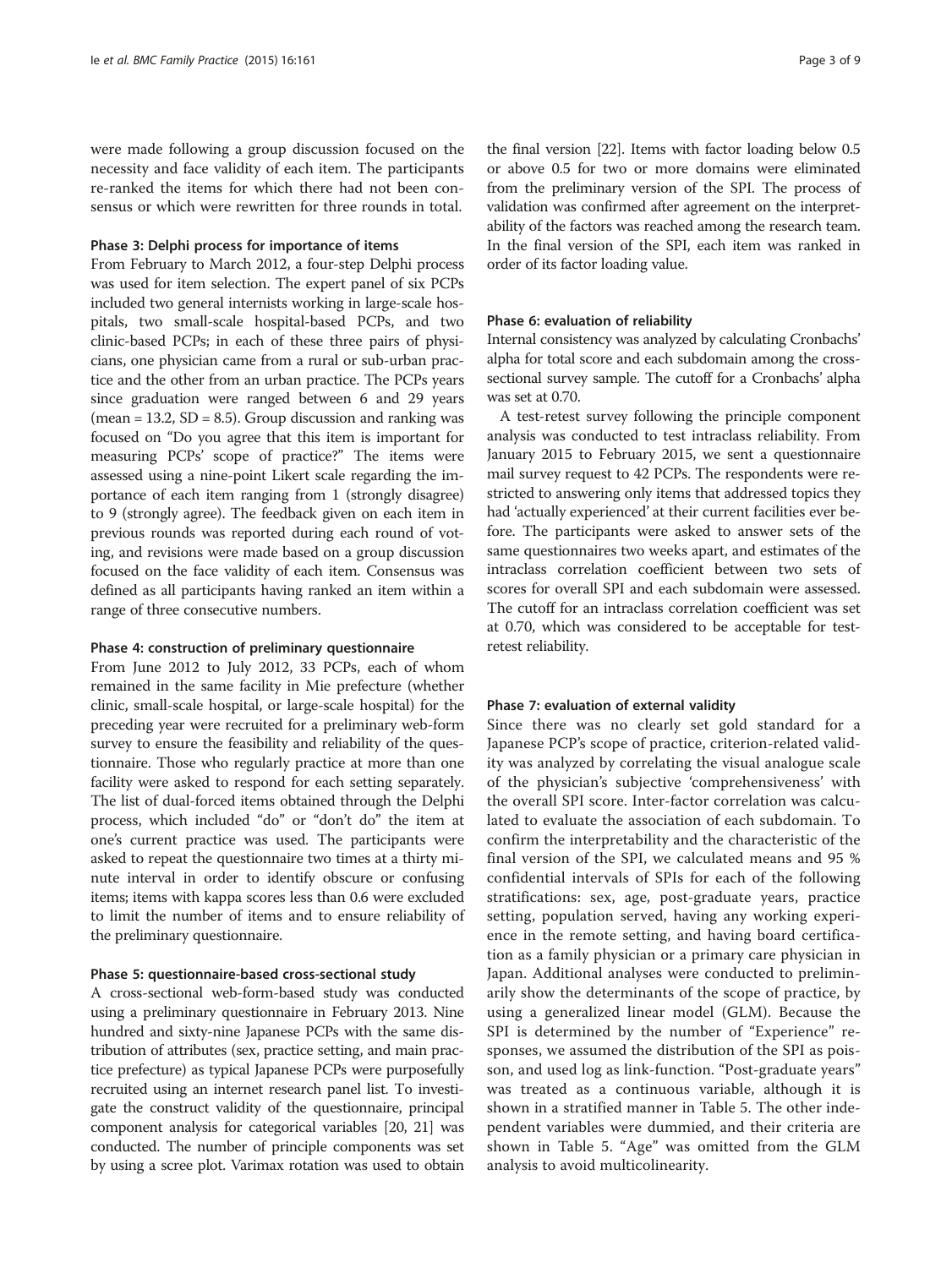were made following a group discussion focused on the necessity and face validity of each item. The participants re-ranked the items for which there had not been consensus or which were rewritten for three rounds in total.

### Phase 3: Delphi process for importance of items

From February to March 2012, a four-step Delphi process was used for item selection. The expert panel of six PCPs included two general internists working in large-scale hospitals, two small-scale hospital-based PCPs, and two clinic-based PCPs; in each of these three pairs of physicians, one physician came from a rural or sub-urban practice and the other from an urban practice. The PCPs years since graduation were ranged between 6 and 29 years (mean = 13.2, SD = 8.5). Group discussion and ranking was focused on "Do you agree that this item is important for measuring PCPs' scope of practice?" The items were assessed using a nine-point Likert scale regarding the importance of each item ranging from 1 (strongly disagree) to 9 (strongly agree). The feedback given on each item in previous rounds was reported during each round of voting, and revisions were made based on a group discussion focused on the face validity of each item. Consensus was defined as all participants having ranked an item within a range of three consecutive numbers.

### Phase 4: construction of preliminary questionnaire

From June 2012 to July 2012, 33 PCPs, each of whom remained in the same facility in Mie prefecture (whether clinic, small-scale hospital, or large-scale hospital) for the preceding year were recruited for a preliminary web-form survey to ensure the feasibility and reliability of the questionnaire. Those who regularly practice at more than one facility were asked to respond for each setting separately. The list of dual-forced items obtained through the Delphi process, which included "do" or "don't do" the item at one's current practice was used. The participants were asked to repeat the questionnaire two times at a thirty minute interval in order to identify obscure or confusing items; items with kappa scores less than 0.6 were excluded to limit the number of items and to ensure reliability of the preliminary questionnaire.

### Phase 5: questionnaire-based cross-sectional study

A cross-sectional web-form-based study was conducted using a preliminary questionnaire in February 2013. Nine hundred and sixty-nine Japanese PCPs with the same distribution of attributes (sex, practice setting, and main practice prefecture) as typical Japanese PCPs were purposefully recruited using an internet research panel list. To investigate the construct validity of the questionnaire, principal component analysis for categorical variables [20, 21] was conducted. The number of principle components was set by using a scree plot. Varimax rotation was used to obtain the final version [22]. Items with factor loading below 0.5 or above 0.5 for two or more domains were eliminated from the preliminary version of the SPI. The process of validation was confirmed after agreement on the interpretability of the factors was reached among the research team. In the final version of the SPI, each item was ranked in order of its factor loading value.

### Phase 6: evaluation of reliability

Internal consistency was analyzed by calculating Cronbachs' alpha for total score and each subdomain among the cross-sectional survey sample. The cutoff for a Cronbachs' alpha was set at 0.70.

A test-retest survey following the principle component analysis was conducted to test intraclass reliability. From January 2015 to February 2015, we sent a questionnaire mail survey request to 42 PCPs. The respondents were restricted to answering only items that addressed topics they had 'actually experienced' at their current facilities ever before. The participants were asked to answer sets of the same questionnaires two weeks apart, and estimates of the intraclass correlation coefficient between two sets of scores for overall SPI and each subdomain were assessed. The cutoff for an intraclass correlation coefficient was set at 0.70, which was considered to be acceptable for test-retest reliability.

### Phase 7: evaluation of external validity

Since there was no clearly set gold standard for a Japanese PCP's scope of practice, criterion-related validity was analyzed by correlating the visual analogue scale of the physician's subjective 'comprehensiveness' with the overall SPI score. Inter-factor correlation was calculated to evaluate the association of each subdomain. To confirm the interpretability and the characteristic of the final version of the SPI, we calculated means and 95 % confidential intervals of SPIs for each of the following stratifications: sex, age, post-graduate years, practice setting, population served, having any working experience in the remote setting, and having board certification as a family physician or a primary care physician in Japan. Additional analyses were conducted to preliminarily show the determinants of the scope of practice, by using a generalized linear model (GLM). Because the SPI is determined by the number of "Experience" responses, we assumed the distribution of the SPI as poisson, and used log as link-function. "Post-graduate years" was treated as a continuous variable, although it is shown in a stratified manner in Table 5. The other independent variables were dummied, and their criteria are shown in Table 5. "Age" was omitted from the GLM analysis to avoid multicolinearity.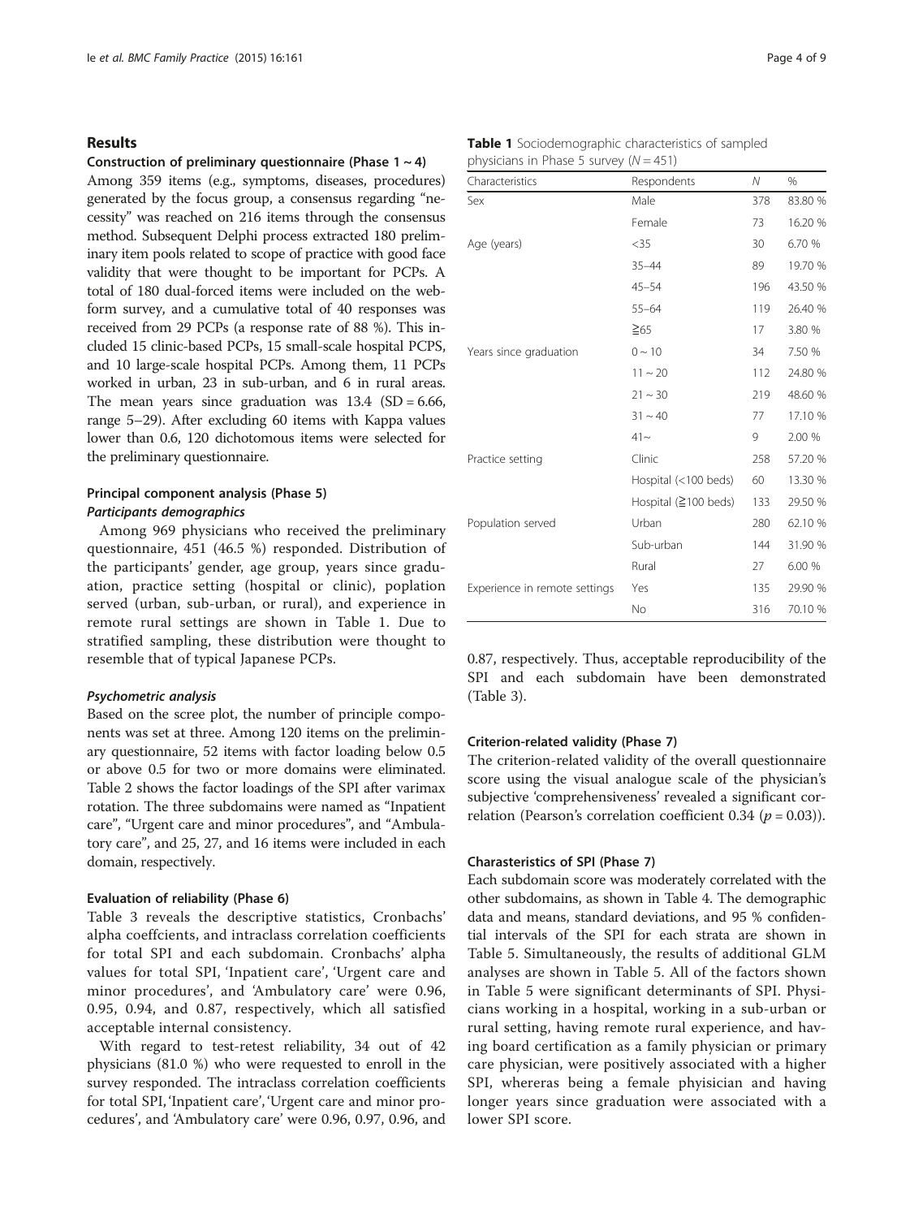## Results

### Construction of preliminary questionnaire (Phase 1 ~ 4)

Among 359 items (e.g., symptoms, diseases, procedures) generated by the focus group, a consensus regarding "necessity" was reached on 216 items through the consensus method. Subsequent Delphi process extracted 180 preliminary item pools related to scope of practice with good face validity that were thought to be important for PCPs. A total of 180 dual-forced items were included on the web-form survey, and a cumulative total of 40 responses was received from 29 PCPs (a response rate of 88 %). This included 15 clinic-based PCPs, 15 small-scale hospital PCPS, and 10 large-scale hospital PCPs. Among them, 11 PCPs worked in urban, 23 in sub-urban, and 6 in rural areas. The mean years since graduation was 13.4 (SD = 6.66, range 5–29). After excluding 60 items with Kappa values lower than 0.6, 120 dichotomous items were selected for the preliminary questionnaire.

### Principal component analysis (Phase 5)

#### *Participants demographics*

Among 969 physicians who received the preliminary questionnaire, 451 (46.5 %) responded. Distribution of the participants' gender, age group, years since graduation, practice setting (hospital or clinic), poplation served (urban, sub-urban, or rural), and experience in remote rural settings are shown in Table 1. Due to stratified sampling, these distribution were thought to resemble that of typical Japanese PCPs.

#### *Psychometric analysis*

Based on the scree plot, the number of principle components was set at three. Among 120 items on the preliminary questionnaire, 52 items with factor loading below 0.5 or above 0.5 for two or more domains were eliminated. Table 2 shows the factor loadings of the SPI after varimax rotation. The three subdomains were named as "Inpatient care", "Urgent care and minor procedures", and "Ambulatory care", and 25, 27, and 16 items were included in each domain, respectively.

### Evaluation of reliability (Phase 6)

Table 3 reveals the descriptive statistics, Cronbachs' alpha coeffcients, and intraclass correlation coefficients for total SPI and each subdomain. Cronbachs' alpha values for total SPI, 'Inpatient care', 'Urgent care and minor procedures', and 'Ambulatory care' were 0.96, 0.95, 0.94, and 0.87, respectively, which all satisfied acceptable internal consistency.

With regard to test-retest reliability, 34 out of 42 physicians (81.0 %) who were requested to enroll in the survey responded. The intraclass correlation coefficients for total SPI, 'Inpatient care', 'Urgent care and minor procedures', and 'Ambulatory care' were 0.96, 0.97, 0.96, and 0.87, respectively. Thus, acceptable reproducibility of the SPI and each subdomain have been demonstrated (Table 3).

**Table 1** Sociodemographic characteristics of sampled physicians in Phase 5 survey ($N = 451$)

| Characteristics | Respondents | N | % |
|---|---|---|---|
| Sex | Male | 378 | 83.80 % |
| | Female | 73 | 16.20 % |
| Age (years) | <35 | 30 | 6.70 % |
| | 35–44 | 89 | 19.70 % |
| | 45–54 | 196 | 43.50 % |
| | 55–64 | 119 | 26.40 % |
| | ≧65 | 17 | 3.80 % |
| Years since graduation | 0 ~ 10 | 34 | 7.50 % |
| | 11 ~ 20 | 112 | 24.80 % |
| | 21 ~ 30 | 219 | 48.60 % |
| | 31 ~ 40 | 77 | 17.10 % |
| | 41~ | 9 | 2.00 % |
| Practice setting | Clinic | 258 | 57.20 % |
| | Hospital (<100 beds) | 60 | 13.30 % |
| | Hospital (≧100 beds) | 133 | 29.50 % |
| Population served | Urban | 280 | 62.10 % |
| | Sub-urban | 144 | 31.90 % |
| | Rural | 27 | 6.00 % |
| Experience in remote settings | Yes | 135 | 29.90 % |
| | No | 316 | 70.10 % |

### Criterion-related validity (Phase 7)

The criterion-related validity of the overall questionnaire score using the visual analogue scale of the physician's subjective 'comprehensiveness' revealed a significant correlation (Pearson's correlation coefficient 0.34 ($p = 0.03$)).

### Charasteristics of SPI (Phase 7)

Each subdomain score was moderately correlated with the other subdomains, as shown in Table 4. The demographic data and means, standard deviations, and 95 % confidential intervals of the SPI for each strata are shown in Table 5. Simultaneously, the results of additional GLM analyses are shown in Table 5. All of the factors shown in Table 5 were significant determinants of SPI. Physicians working in a hospital, working in a sub-urban or rural setting, having remote rural experience, and having board certification as a family physician or primary care physician, were positively associated with a higher SPI, whereras being a female phyisician and having longer years since graduation were associated with a lower SPI score.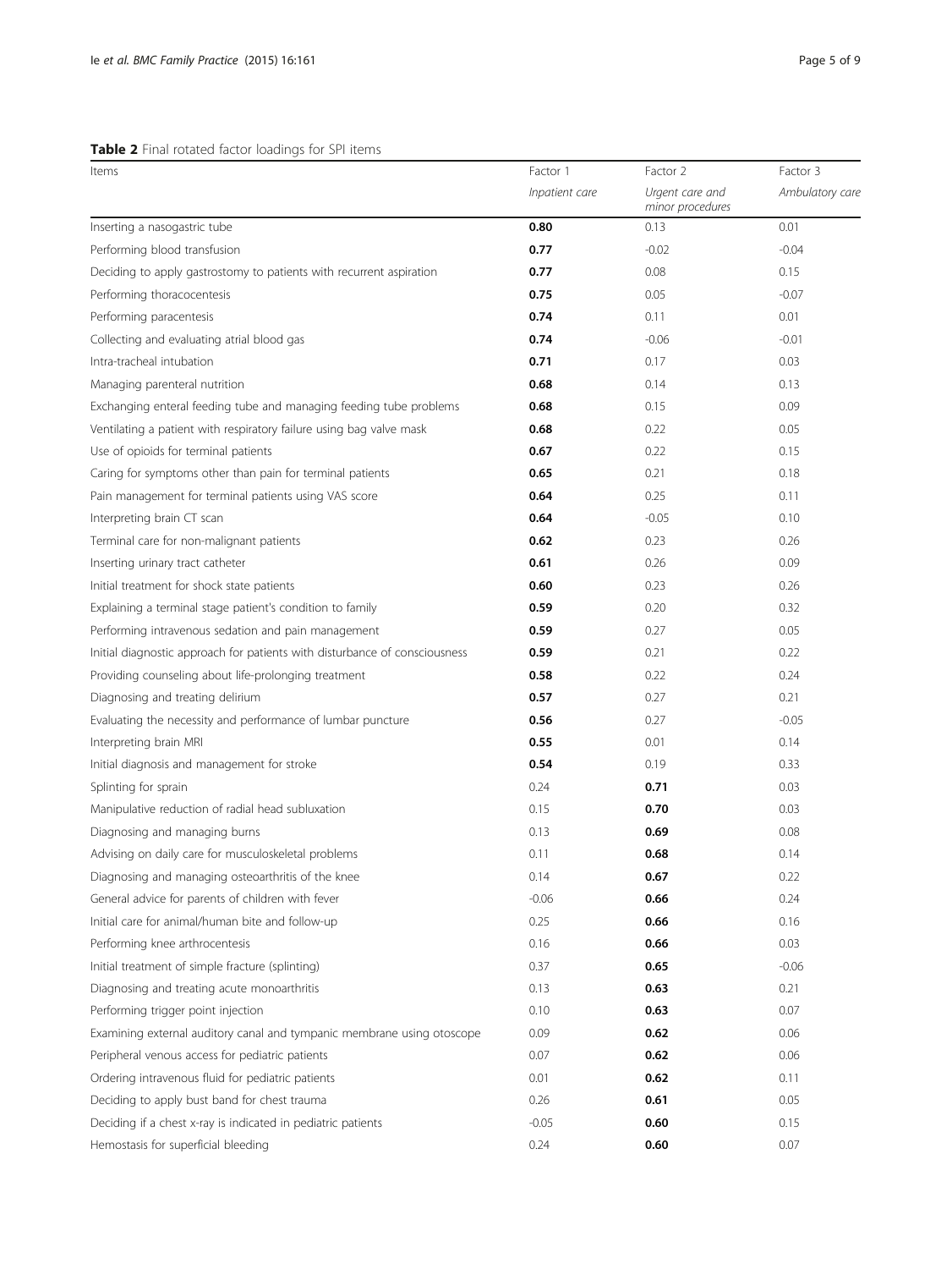**Table 2** Final rotated factor loadings for SPI items

| Items | Factor 1 | Factor 2 | Factor 3 |
|---|---|---|---|
| | *Inpatient care* | *Urgent care and minor procedures* | *Ambulatory care* |
| Inserting a nasogastric tube | **0.80** | 0.13 | 0.01 |
| Performing blood transfusion | **0.77** | -0.02 | -0.04 |
| Deciding to apply gastrostomy to patients with recurrent aspiration | **0.77** | 0.08 | 0.15 |
| Performing thoracocentesis | **0.75** | 0.05 | -0.07 |
| Performing paracentesis | **0.74** | 0.11 | 0.01 |
| Collecting and evaluating atrial blood gas | **0.74** | -0.06 | -0.01 |
| Intra-tracheal intubation | **0.71** | 0.17 | 0.03 |
| Managing parenteral nutrition | **0.68** | 0.14 | 0.13 |
| Exchanging enteral feeding tube and managing feeding tube problems | **0.68** | 0.15 | 0.09 |
| Ventilating a patient with respiratory failure using bag valve mask | **0.68** | 0.22 | 0.05 |
| Use of opioids for terminal patients | **0.67** | 0.22 | 0.15 |
| Caring for symptoms other than pain for terminal patients | **0.65** | 0.21 | 0.18 |
| Pain management for terminal patients using VAS score | **0.64** | 0.25 | 0.11 |
| Interpreting brain CT scan | **0.64** | -0.05 | 0.10 |
| Terminal care for non-malignant patients | **0.62** | 0.23 | 0.26 |
| Inserting urinary tract catheter | **0.61** | 0.26 | 0.09 |
| Initial treatment for shock state patients | **0.60** | 0.23 | 0.26 |
| Explaining a terminal stage patient's condition to family | **0.59** | 0.20 | 0.32 |
| Performing intravenous sedation and pain management | **0.59** | 0.27 | 0.05 |
| Initial diagnostic approach for patients with disturbance of consciousness | **0.59** | 0.21 | 0.22 |
| Providing counseling about life-prolonging treatment | **0.58** | 0.22 | 0.24 |
| Diagnosing and treating delirium | **0.57** | 0.27 | 0.21 |
| Evaluating the necessity and performance of lumbar puncture | **0.56** | 0.27 | -0.05 |
| Interpreting brain MRI | **0.55** | 0.01 | 0.14 |
| Initial diagnosis and management for stroke | **0.54** | 0.19 | 0.33 |
| Splinting for sprain | 0.24 | **0.71** | 0.03 |
| Manipulative reduction of radial head subluxation | 0.15 | **0.70** | 0.03 |
| Diagnosing and managing burns | 0.13 | **0.69** | 0.08 |
| Advising on daily care for musculoskeletal problems | 0.11 | **0.68** | 0.14 |
| Diagnosing and managing osteoarthritis of the knee | 0.14 | **0.67** | 0.22 |
| General advice for parents of children with fever | -0.06 | **0.66** | 0.24 |
| Initial care for animal/human bite and follow-up | 0.25 | **0.66** | 0.16 |
| Performing knee arthrocentesis | 0.16 | **0.66** | 0.03 |
| Initial treatment of simple fracture (splinting) | 0.37 | **0.65** | -0.06 |
| Diagnosing and treating acute monoarthritis | 0.13 | **0.63** | 0.21 |
| Performing trigger point injection | 0.10 | **0.63** | 0.07 |
| Examining external auditory canal and tympanic membrane using otoscope | 0.09 | **0.62** | 0.06 |
| Peripheral venous access for pediatric patients | 0.07 | **0.62** | 0.06 |
| Ordering intravenous fluid for pediatric patients | 0.01 | **0.62** | 0.11 |
| Deciding to apply bust band for chest trauma | 0.26 | **0.61** | 0.05 |
| Deciding if a chest x-ray is indicated in pediatric patients | -0.05 | **0.60** | 0.15 |
| Hemostasis for superficial bleeding | 0.24 | **0.60** | 0.07 |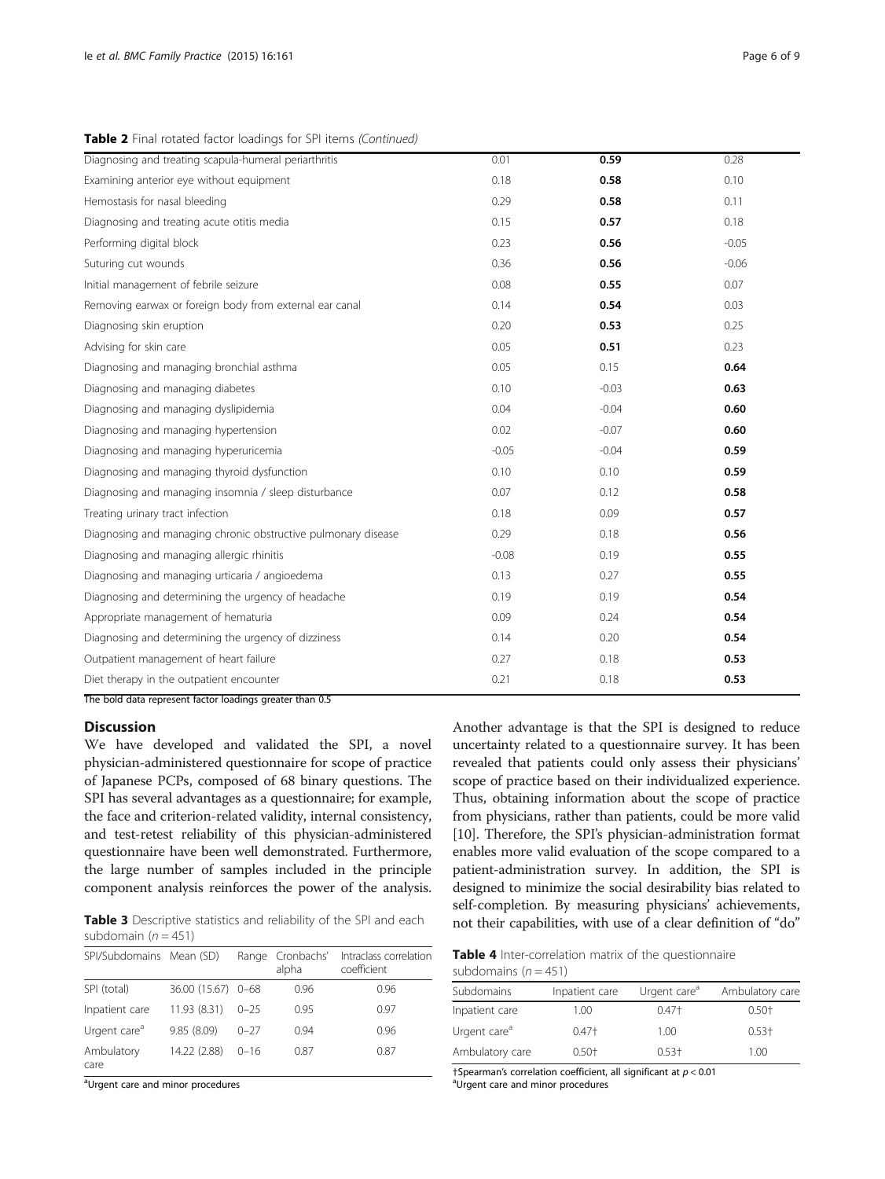**Table 2** Final rotated factor loadings for SPI items *(Continued)*

| | | | |
|---|---|---|---|
| Diagnosing and treating scapula-humeral periarthritis | 0.01 | **0.59** | 0.28 |
| Examining anterior eye without equipment | 0.18 | **0.58** | 0.10 |
| Hemostasis for nasal bleeding | 0.29 | **0.58** | 0.11 |
| Diagnosing and treating acute otitis media | 0.15 | **0.57** | 0.18 |
| Performing digital block | 0.23 | **0.56** | -0.05 |
| Suturing cut wounds | 0.36 | **0.56** | -0.06 |
| Initial management of febrile seizure | 0.08 | **0.55** | 0.07 |
| Removing earwax or foreign body from external ear canal | 0.14 | **0.54** | 0.03 |
| Diagnosing skin eruption | 0.20 | **0.53** | 0.25 |
| Advising for skin care | 0.05 | **0.51** | 0.23 |
| Diagnosing and managing bronchial asthma | 0.05 | 0.15 | **0.64** |
| Diagnosing and managing diabetes | 0.10 | -0.03 | **0.63** |
| Diagnosing and managing dyslipidemia | 0.04 | -0.04 | **0.60** |
| Diagnosing and managing hypertension | 0.02 | -0.07 | **0.60** |
| Diagnosing and managing hyperuricemia | -0.05 | -0.04 | **0.59** |
| Diagnosing and managing thyroid dysfunction | 0.10 | 0.10 | **0.59** |
| Diagnosing and managing insomnia / sleep disturbance | 0.07 | 0.12 | **0.58** |
| Treating urinary tract infection | 0.18 | 0.09 | **0.57** |
| Diagnosing and managing chronic obstructive pulmonary disease | 0.29 | 0.18 | **0.56** |
| Diagnosing and managing allergic rhinitis | -0.08 | 0.19 | **0.55** |
| Diagnosing and managing urticaria / angioedema | 0.13 | 0.27 | **0.55** |
| Diagnosing and determining the urgency of headache | 0.19 | 0.19 | **0.54** |
| Appropriate management of hematuria | 0.09 | 0.24 | **0.54** |
| Diagnosing and determining the urgency of dizziness | 0.14 | 0.20 | **0.54** |
| Outpatient management of heart failure | 0.27 | 0.18 | **0.53** |
| Diet therapy in the outpatient encounter | 0.21 | 0.18 | **0.53** |

The bold data represent factor loadings greater than 0.5

## Discussion

We have developed and validated the SPI, a novel physician-administered questionnaire for scope of practice of Japanese PCPs, composed of 68 binary questions. The SPI has several advantages as a questionnaire; for example, the face and criterion-related validity, internal consistency, and test-retest reliability of this physician-administered questionnaire have been well demonstrated. Furthermore, the large number of samples included in the principle component analysis reinforces the power of the analysis. Another advantage is that the SPI is designed to reduce uncertainty related to a questionnaire survey. It has been revealed that patients could only assess their physicians' scope of practice based on their individualized experience. Thus, obtaining information about the scope of practice from physicians, rather than patients, could be more valid [10]. Therefore, the SPI's physician-administration format enables more valid evaluation of the scope compared to a patient-administration survey. In addition, the SPI is designed to minimize the social desirability bias related to self-completion. By measuring physicians' achievements, not their capabilities, with use of a clear definition of "do"

**Table 3** Descriptive statistics and reliability of the SPI and each subdomain ($n = 451$)

| SPI/Subdomains | Mean (SD) | Range | Cronbachs' alpha | Intraclass correlation coefficient |
|---|---|---|---|---|
| SPI (total) | 36.00 (15.67) | 0–68 | 0.96 | 0.96 |
| Inpatient care | 11.93 (8.31) | 0–25 | 0.95 | 0.97 |
| Urgent care[a] | 9.85 (8.09) | 0–27 | 0.94 | 0.96 |
| Ambulatory care | 14.22 (2.88) | 0–16 | 0.87 | 0.87 |

[a]Urgent care and minor procedures

**Table 4** Inter-correlation matrix of the questionnaire subdomains ($n = 451$)

| Subdomains | Inpatient care | Urgent care[a] | Ambulatory care |
|---|---|---|---|
| Inpatient care | 1.00 | 0.47† | 0.50† |
| Urgent care[a] | 0.47† | 1.00 | 0.53† |
| Ambulatory care | 0.50† | 0.53† | 1.00 |

†Spearman's correlation coefficient, all significant at $p < 0.01$
[a]Urgent care and minor procedures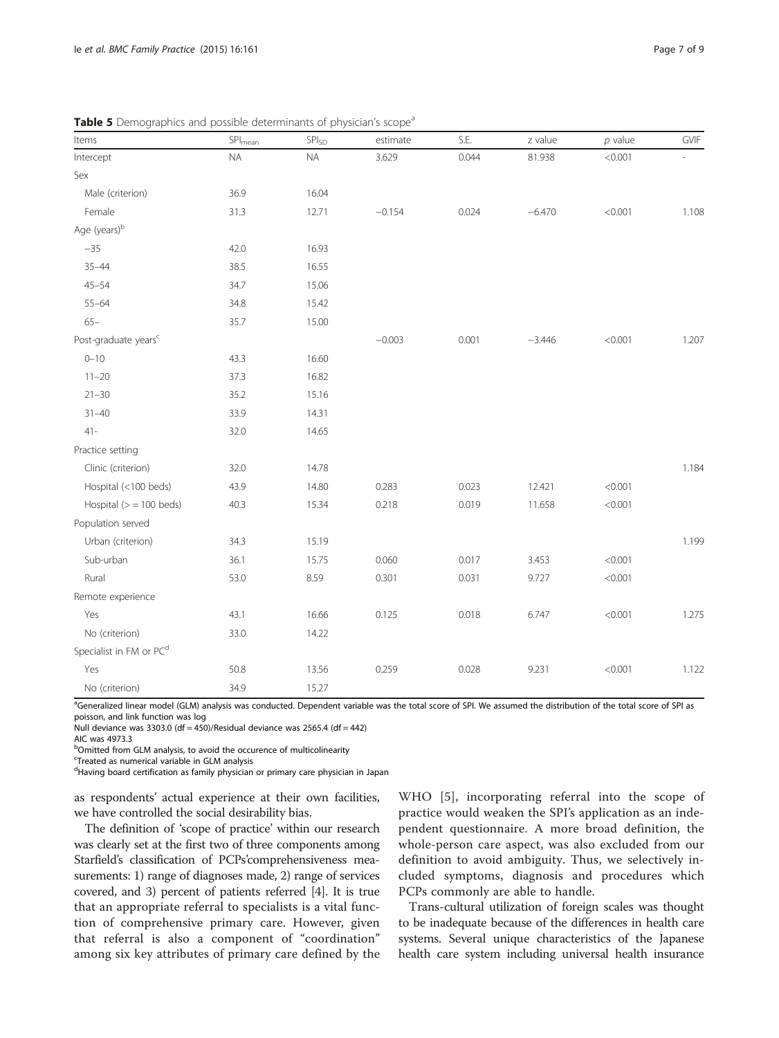**Table 5** Demographics and possible determinants of physician's scope[a]

| Items | $SPI_{mean}$ | $SPI_{SD}$ | estimate | S.E. | z value | *p* value | GVIF |
|---|---|---|---|---|---|---|---|
| Intercept | NA | NA | 3.629 | 0.044 | 81.938 | <0.001 | - |
| Sex | | | | | | | |
| Male (criterion) | 36.9 | 16.04 | | | | | |
| Female | 31.3 | 12.71 | −0.154 | 0.024 | −6.470 | <0.001 | 1.108 |
| Age (years)[b] | | | | | | | |
| −35 | 42.0 | 16.93 | | | | | |
| 35–44 | 38.5 | 16.55 | | | | | |
| 45–54 | 34.7 | 15.06 | | | | | |
| 55–64 | 34.8 | 15.42 | | | | | |
| 65– | 35.7 | 15.00 | | | | | |
| Post-graduate years[c] | | | −0.003 | 0.001 | −3.446 | <0.001 | 1.207 |
| 0–10 | 43.3 | 16.60 | | | | | |
| 11–20 | 37.3 | 16.82 | | | | | |
| 21–30 | 35.2 | 15.16 | | | | | |
| 31–40 | 33.9 | 14.31 | | | | | |
| 41- | 32.0 | 14.65 | | | | | |
| Practice setting | | | | | | | |
| Clinic (criterion) | 32.0 | 14.78 | | | | | 1.184 |
| Hospital (<100 beds) | 43.9 | 14.80 | 0.283 | 0.023 | 12.421 | <0.001 | |
| Hospital (> = 100 beds) | 40.3 | 15.34 | 0.218 | 0.019 | 11.658 | <0.001 | |
| Population served | | | | | | | |
| Urban (criterion) | 34.3 | 15.19 | | | | | 1.199 |
| Sub-urban | 36.1 | 15.75 | 0.060 | 0.017 | 3.453 | <0.001 | |
| Rural | 53.0 | 8.59 | 0.301 | 0.031 | 9.727 | <0.001 | |
| Remote experience | | | | | | | |
| Yes | 43.1 | 16.66 | 0.125 | 0.018 | 6.747 | <0.001 | 1.275 |
| No (criterion) | 33.0 | 14.22 | | | | | |
| Specialist in FM or PC[d] | | | | | | | |
| Yes | 50.8 | 13.56 | 0.259 | 0.028 | 9.231 | <0.001 | 1.122 |
| No (criterion) | 34.9 | 15.27 | | | | | |

[a]Generalized linear model (GLM) analysis was conducted. Dependent variable was the total score of SPI. We assumed the distribution of the total score of SPI as poisson, and link function was log
Null deviance was 3303.0 (df = 450)/Residual deviance was 2565.4 (df = 442)
AIC was 4973.3
[b]Omitted from GLM analysis, to avoid the occurence of multicolinearity
[c]Treated as numerical variable in GLM analysis
[d]Having board certification as family physician or primary care physician in Japan

as respondents' actual experience at their own facilities, we have controlled the social desirability bias.

The definition of 'scope of practice' within our research was clearly set at the first two of three components among Starfield's classification of PCPs'comprehensiveness measurements: 1) range of diagnoses made, 2) range of services covered, and 3) percent of patients referred [4]. It is true that an appropriate referral to specialists is a vital function of comprehensive primary care. However, given that referral is also a component of "coordination" among six key attributes of primary care defined by the WHO [5], incorporating referral into the scope of practice would weaken the SPI's application as an independent questionnaire. A more broad definition, the whole-person care aspect, was also excluded from our definition to avoid ambiguity. Thus, we selectively included symptoms, diagnosis and procedures which PCPs commonly are able to handle.

Trans-cultural utilization of foreign scales was thought to be inadequate because of the differences in health care systems. Several unique characteristics of the Japanese health care system including universal health insurance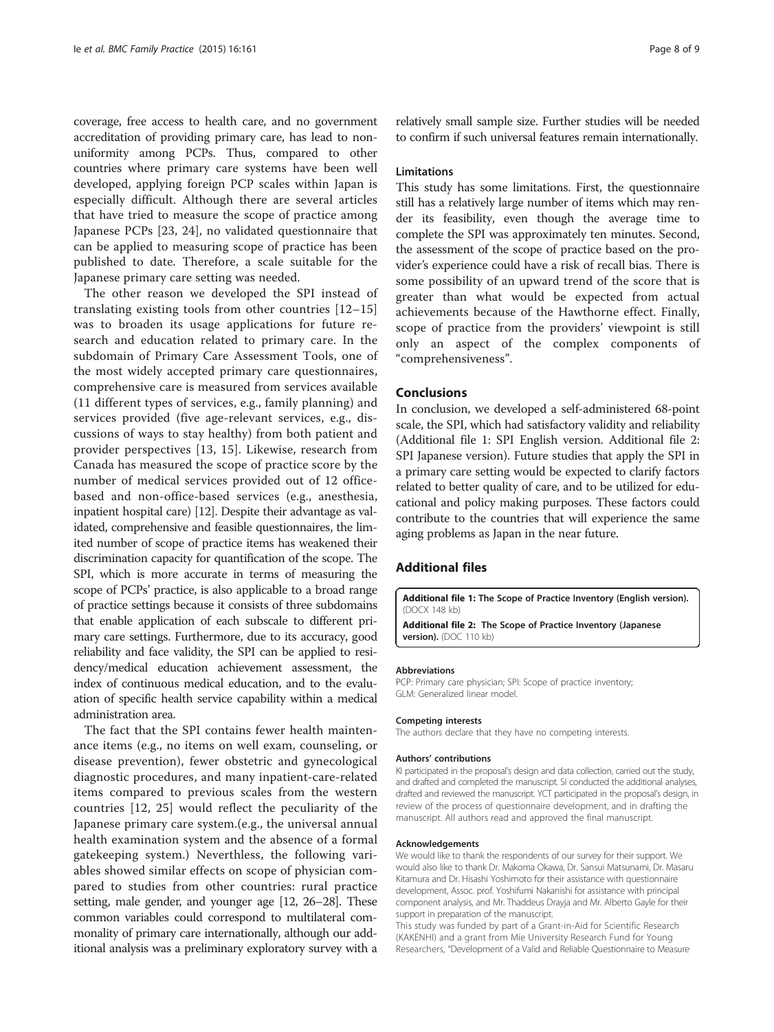coverage, free access to health care, and no government accreditation of providing primary care, has lead to non-uniformity among PCPs. Thus, compared to other countries where primary care systems have been well developed, applying foreign PCP scales within Japan is especially difficult. Although there are several articles that have tried to measure the scope of practice among Japanese PCPs [23, 24], no validated questionnaire that can be applied to measuring scope of practice has been published to date. Therefore, a scale suitable for the Japanese primary care setting was needed.

The other reason we developed the SPI instead of translating existing tools from other countries [12–15] was to broaden its usage applications for future research and education related to primary care. In the subdomain of Primary Care Assessment Tools, one of the most widely accepted primary care questionnaires, comprehensive care is measured from services available (11 different types of services, e.g., family planning) and services provided (five age-relevant services, e.g., discussions of ways to stay healthy) from both patient and provider perspectives [13, 15]. Likewise, research from Canada has measured the scope of practice score by the number of medical services provided out of 12 office-based and non-office-based services (e.g., anesthesia, inpatient hospital care) [12]. Despite their advantage as validated, comprehensive and feasible questionnaires, the limited number of scope of practice items has weakened their discrimination capacity for quantification of the scope. The SPI, which is more accurate in terms of measuring the scope of PCPs' practice, is also applicable to a broad range of practice settings because it consists of three subdomains that enable application of each subscale to different primary care settings. Furthermore, due to its accuracy, good reliability and face validity, the SPI can be applied to residency/medical education achievement assessment, the index of continuous medical education, and to the evaluation of specific health service capability within a medical administration area.

The fact that the SPI contains fewer health maintenance items (e.g., no items on well exam, counseling, or disease prevention), fewer obstetric and gynecological diagnostic procedures, and many inpatient-care-related items compared to previous scales from the western countries [12, 25] would reflect the peculiarity of the Japanese primary care system.(e.g., the universal annual health examination system and the absence of a formal gatekeeping system.) Neverthless, the following variables showed similar effects on scope of physician compared to studies from other countries: rural practice setting, male gender, and younger age [12, 26–28]. These common variables could correspond to multilateral commonality of primary care internationally, although our additional analysis was a preliminary exploratory survey with a relatively small sample size. Further studies will be needed to confirm if such universal features remain internationally.

### Limitations

This study has some limitations. First, the questionnaire still has a relatively large number of items which may render its feasibility, even though the average time to complete the SPI was approximately ten minutes. Second, the assessment of the scope of practice based on the provider's experience could have a risk of recall bias. There is some possibility of an upward trend of the score that is greater than what would be expected from actual achievements because of the Hawthorne effect. Finally, scope of practice from the providers' viewpoint is still only an aspect of the complex components of "comprehensiveness".

## Conclusions

In conclusion, we developed a self-administered 68-point scale, the SPI, which had satisfactory validity and reliability (Additional file 1: SPI English version. Additional file 2: SPI Japanese version). Future studies that apply the SPI in a primary care setting would be expected to clarify factors related to better quality of care, and to be utilized for educational and policy making purposes. These factors could contribute to the countries that will experience the same aging problems as Japan in the near future.

## Additional files

**Additional file 1: The Scope of Practice Inventory (English version).** (DOCX 148 kb)

**Additional file 2: The Scope of Practice Inventory (Japanese version).** (DOC 110 kb)

#### Abbreviations

PCP: Primary care physician; SPI: Scope of practice inventory; GLM: Generalized linear model.

#### Competing interests

The authors declare that they have no competing interests.

#### Authors' contributions

KI participated in the proposal's design and data collection, carried out the study, and drafted and completed the manuscript. SI conducted the additional analyses, drafted and reviewed the manuscript. YCT participated in the proposal's design, in review of the process of questionnaire development, and in drafting the manuscript. All authors read and approved the final manuscript.

#### Acknowledgements

We would like to thank the respondents of our survey for their support. We would also like to thank Dr. Makoma Okawa, Dr. Sansui Matsunami, Dr. Masaru Kitamura and Dr. Hisashi Yoshimoto for their assistance with questionnaire development, Assoc. prof. Yoshifumi Nakanishi for assistance with principal component analysis, and Mr. Thaddeus Drayja and Mr. Alberto Gayle for their support in preparation of the manuscript.

This study was funded by part of a Grant-in-Aid for Scientific Research (KAKENHI) and a grant from Mie University Research Fund for Young Researchers, "Development of a Valid and Reliable Questionnaire to Measure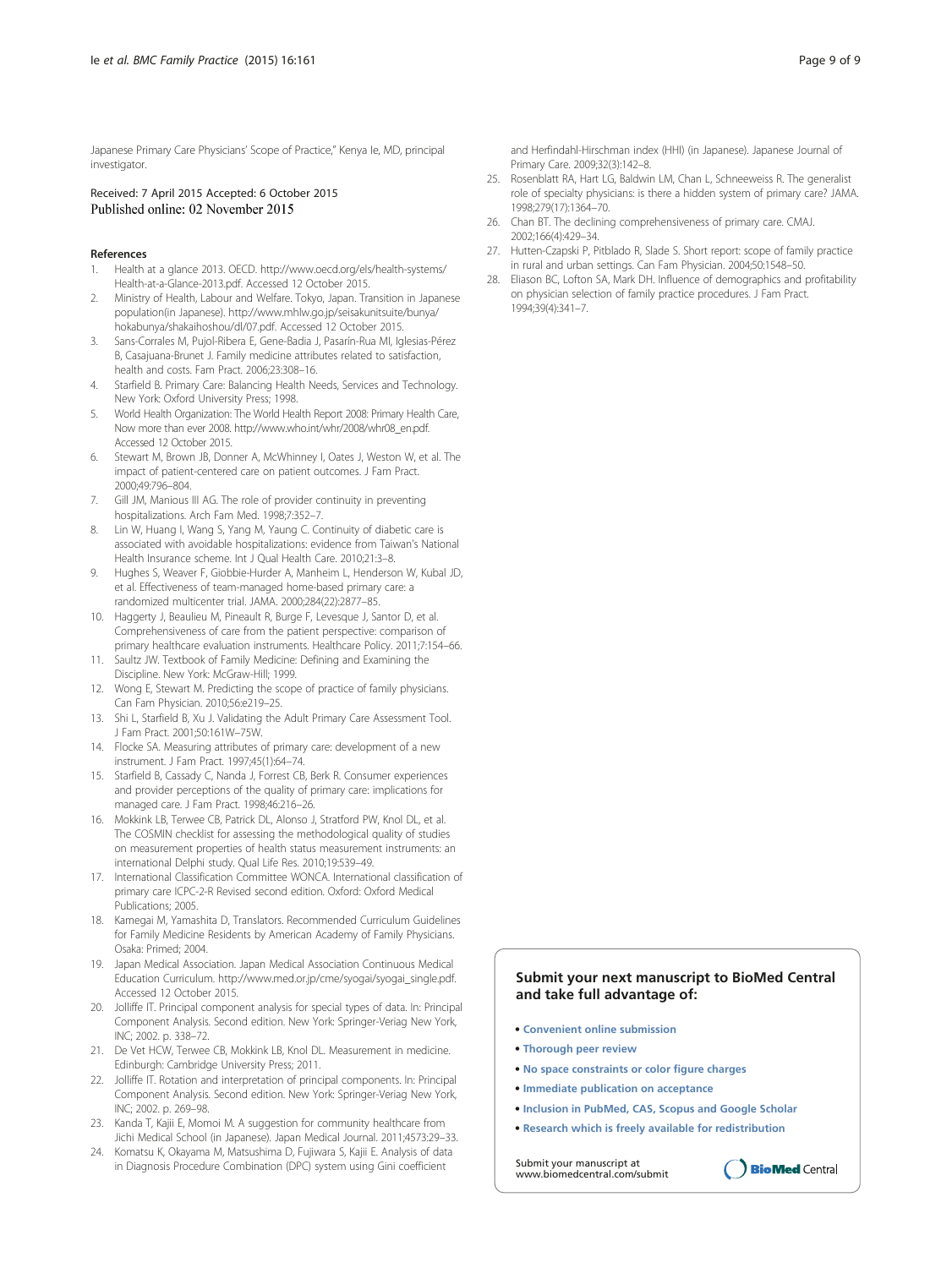Japanese Primary Care Physicians' Scope of Practice," Kenya Ie, MD, principal investigator.

Received: 7 April 2015 Accepted: 6 October 2015
Published online: 02 November 2015

## References

1. Health at a glance 2013. OECD. http://www.oecd.org/els/health-systems/Health-at-a-Glance-2013.pdf. Accessed 12 October 2015.
2. Ministry of Health, Labour and Welfare. Tokyo, Japan. Transition in Japanese population(in Japanese). http://www.mhlw.go.jp/seisakunitsuite/bunya/hokabunya/shakaihoshou/dl/07.pdf. Accessed 12 October 2015.
3. Sans-Corrales M, Pujol-Ribera E, Gene-Badia J, Pasarín-Rua MI, Iglesias-Pérez B, Casajuana-Brunet J. Family medicine attributes related to satisfaction, health and costs. Fam Pract. 2006;23:308–16.
4. Starfield B. Primary Care: Balancing Health Needs, Services and Technology. New York: Oxford University Press; 1998.
5. World Health Organization: The World Health Report 2008: Primary Health Care, Now more than ever 2008. http://www.who.int/whr/2008/whr08_en.pdf. Accessed 12 October 2015.
6. Stewart M, Brown JB, Donner A, McWhinney I, Oates J, Weston W, et al. The impact of patient-centered care on patient outcomes. J Fam Pract. 2000;49:796–804.
7. Gill JM, Manious III AG. The role of provider continuity in preventing hospitalizations. Arch Fam Med. 1998;7:352–7.
8. Lin W, Huang I, Wang S, Yang M, Yaung C. Continuity of diabetic care is associated with avoidable hospitalizations: evidence from Taiwan's National Health Insurance scheme. Int J Qual Health Care. 2010;21:3–8.
9. Hughes S, Weaver F, Giobbie-Hurder A, Manheim L, Henderson W, Kubal JD, et al. Effectiveness of team-managed home-based primary care: a randomized multicenter trial. JAMA. 2000;284(22):2877–85.
10. Haggerty J, Beaulieu M, Pineault R, Burge F, Levesque J, Santor D, et al. Comprehensiveness of care from the patient perspective: comparison of primary healthcare evaluation instruments. Healthcare Policy. 2011;7:154–66.
11. Saultz JW. Textbook of Family Medicine: Defining and Examining the Discipline. New York: McGraw-Hill; 1999.
12. Wong E, Stewart M. Predicting the scope of practice of family physicians. Can Fam Physician. 2010;56:e219–25.
13. Shi L, Starfield B, Xu J. Validating the Adult Primary Care Assessment Tool. J Fam Pract. 2001;50:161W–75W.
14. Flocke SA. Measuring attributes of primary care: development of a new instrument. J Fam Pract. 1997;45(1):64–74.
15. Starfield B, Cassady C, Nanda J, Forrest CB, Berk R. Consumer experiences and provider perceptions of the quality of primary care: implications for managed care. J Fam Pract. 1998;46:216–26.
16. Mokkink LB, Terwee CB, Patrick DL, Alonso J, Stratford PW, Knol DL, et al. The COSMIN checklist for assessing the methodological quality of studies on measurement properties of health status measurement instruments: an international Delphi study. Qual Life Res. 2010;19:539–49.
17. International Classification Committee WONCA. International classification of primary care ICPC-2-R Revised second edition. Oxford: Oxford Medical Publications; 2005.
18. Kamegai M, Yamashita D, Translators. Recommended Curriculum Guidelines for Family Medicine Residents by American Academy of Family Physicians. Osaka: Primed; 2004.
19. Japan Medical Association. Japan Medical Association Continuous Medical Education Curriculum. http://www.med.or.jp/cme/syogai/syogai_single.pdf. Accessed 12 October 2015.
20. Jolliffe IT. Principal component analysis for special types of data. In: Principal Component Analysis. Second edition. New York: Springer-Veriag New York, INC; 2002. p. 338–72.
21. De Vet HCW, Terwee CB, Mokkink LB, Knol DL. Measurement in medicine. Edinburgh: Cambridge University Press; 2011.
22. Jolliffe IT. Rotation and interpretation of principal components. In: Principal Component Analysis. Second edition. New York: Springer-Veriag New York, INC; 2002. p. 269–98.
23. Kanda T, Kajii E, Momoi M. A suggestion for community healthcare from Jichi Medical School (in Japanese). Japan Medical Journal. 2011;4573:29–33.
24. Komatsu K, Okayama M, Matsushima D, Fujiwara S, Kajii E. Analysis of data in Diagnosis Procedure Combination (DPC) system using Gini coefficient and Herfindahl-Hirschman index (HHI) (in Japanese). Japanese Journal of Primary Care. 2009;32(3):142–8.
25. Rosenblatt RA, Hart LG, Baldwin LM, Chan L, Schneeweiss R. The generalist role of specialty physicians: is there a hidden system of primary care? JAMA. 1998;279(17):1364–70.
26. Chan BT. The declining comprehensiveness of primary care. CMAJ. 2002;166(4):429–34.
27. Hutten-Czapski P, Pitblado R, Slade S. Short report: scope of family practice in rural and urban settings. Can Fam Physician. 2004;50:1548–50.
28. Eliason BC, Lofton SA, Mark DH. Influence of demographics and profitability on physician selection of family practice procedures. J Fam Pract. 1994;39(4):341–7.

**Submit your next manuscript to BioMed Central and take full advantage of:**

- Convenient online submission
- Thorough peer review
- No space constraints or color figure charges
- Immediate publication on acceptance
- Inclusion in PubMed, CAS, Scopus and Google Scholar
- Research which is freely available for redistribution

Submit your manuscript at www.biomedcentral.com/submit